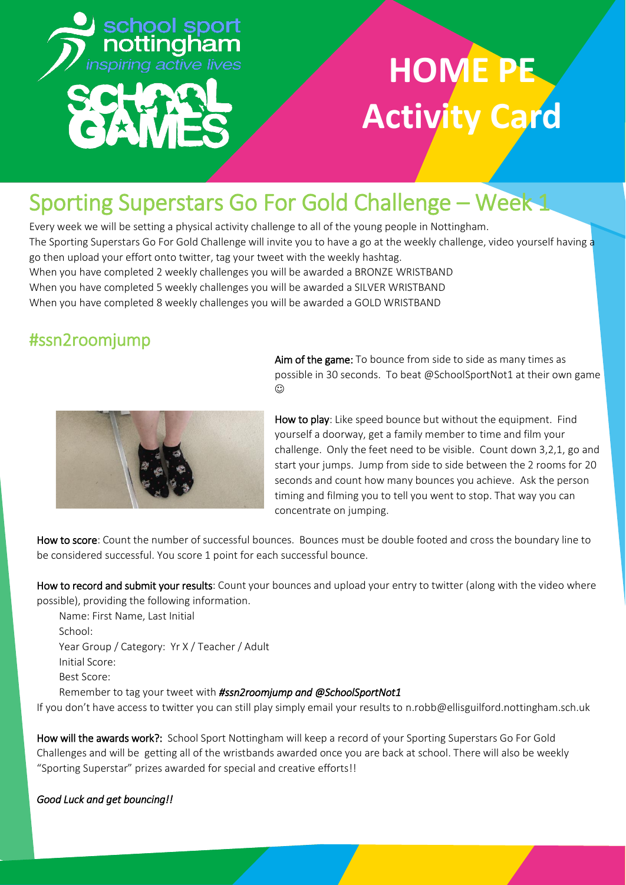school sport nottingham

*inspiring active lives*

SCHOOL GAMES

# HOME PE Activity Card

## Sporting Superstars Go For Gold Challenge – Week 1

Every week we will be setting a physical activity challenge to all of the young people in Nottingham.
The Sporting Superstars Go For Gold Challenge will invite you to have a go at the weekly challenge, video yourself having a go then upload your effort onto twitter, tag your tweet with the weekly hashtag.
When you have completed 2 weekly challenges you will be awarded a BRONZE WRISTBAND
When you have completed 5 weekly challenges you will be awarded a SILVER WRISTBAND
When you have completed 8 weekly challenges you will be awarded a GOLD WRISTBAND

## #ssn2roomjump

**Aim of the game:** To bounce from side to side as many times as possible in 30 seconds. To beat @SchoolSportNot1 at their own game ☺

**How to play**: Like speed bounce but without the equipment. Find yourself a doorway, get a family member to time and film your challenge. Only the feet need to be visible. Count down 3,2,1, go and start your jumps. Jump from side to side between the 2 rooms for 20 seconds and count how many bounces you achieve. Ask the person timing and filming you to tell you went to stop. That way you can concentrate on jumping.

**How to score**: Count the number of successful bounces. Bounces must be double footed and cross the boundary line to be considered successful. You score 1 point for each successful bounce.

**How to record and submit your results**: Count your bounces and upload your entry to twitter (along with the video where possible), providing the following information.

Name: First Name, Last Initial
School:
Year Group / Category: Yr X / Teacher / Adult
Initial Score:
Best Score:
Remember to tag your tweet with ***#ssn2roomjump and @SchoolSportNot1***

If you don't have access to twitter you can still play simply email your results to n.robb@ellisguilford.nottingham.sch.uk

**How will the awards work?:** School Sport Nottingham will keep a record of your Sporting Superstars Go For Gold Challenges and will be getting all of the wristbands awarded once you are back at school. There will also be weekly "Sporting Superstar" prizes awarded for special and creative efforts!!

*Good Luck and get bouncing!!*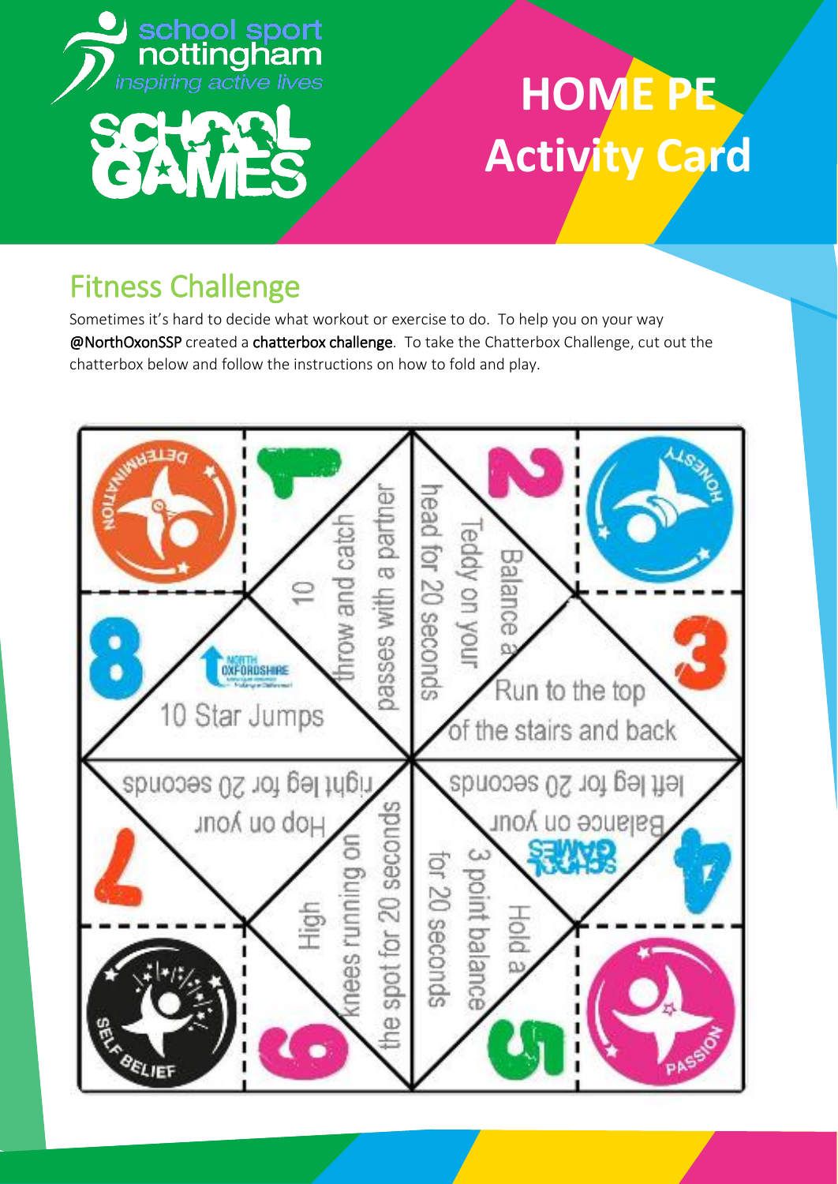# HOME PE Activity Card

## Fitness Challenge

Sometimes it's hard to decide what workout or exercise to do. To help you on your way **@NorthOxonSSP** created a **chatterbox challenge**. To take the Chatterbox Challenge, cut out the chatterbox below and follow the instructions on how to fold and play.

DETERMINATION

1

10 throw and catch passes with a partner

2

Balance a Teddy on your head for 20 seconds

HONESTY

8

10 Star Jumps

3

Run to the top of the stairs and back

7

Hop on your right leg for 20 seconds

4

Balance on your left leg for 20 seconds

SELF BELIEF

6

High knees running on the spot for 20 seconds

5

Hold a 3 point balance for 20 seconds

PASSION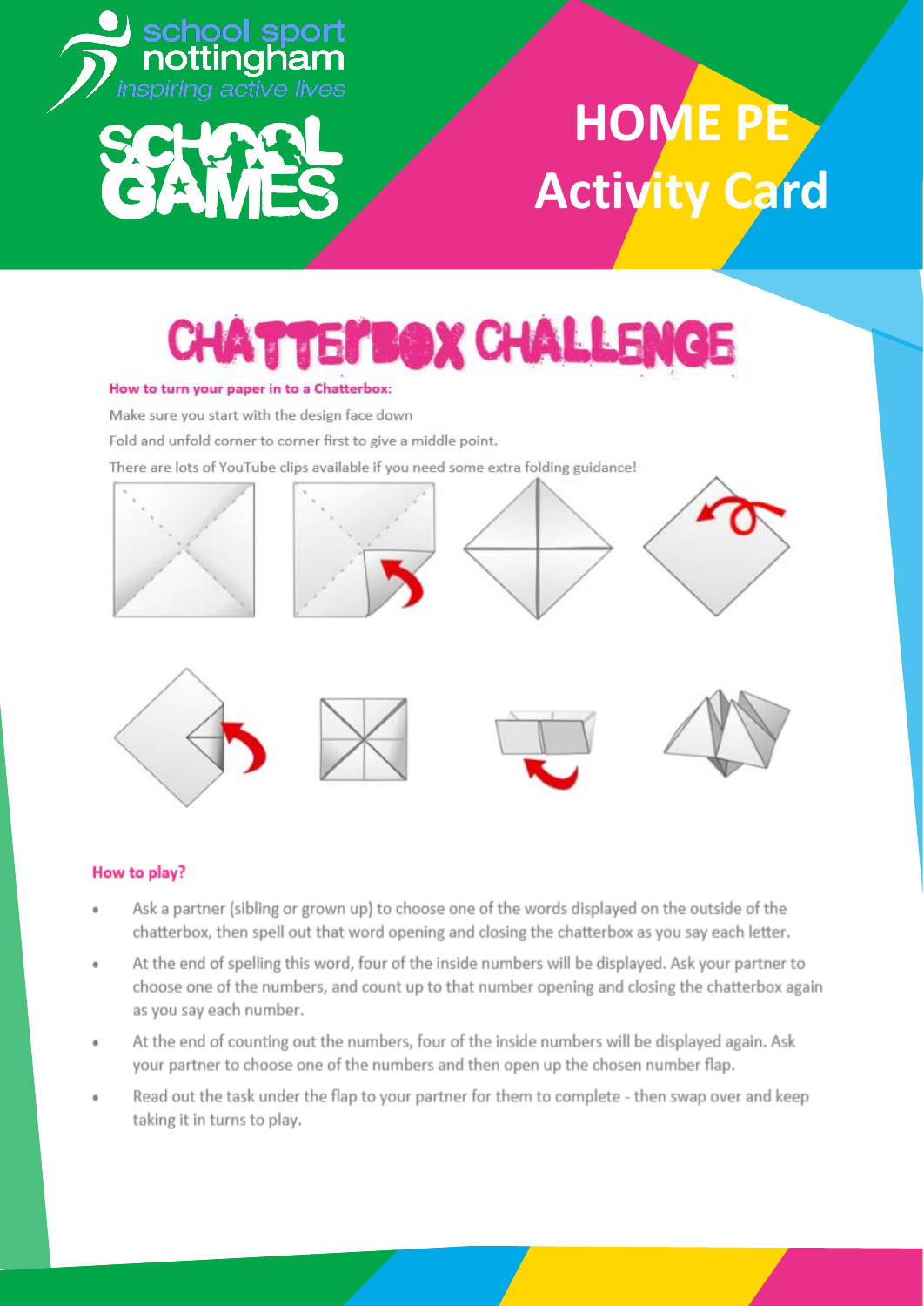# HOME PE Activity Card

## CHATTERBOX CHALLENGE

**How to turn your paper in to a Chatterbox:**

Make sure you start with the design face down

Fold and unfold corner to corner first to give a middle point.

There are lots of YouTube clips available if you need some extra folding guidance!

**How to play?**

- Ask a partner (sibling or grown up) to choose one of the words displayed on the outside of the chatterbox, then spell out that word opening and closing the chatterbox as you say each letter.
- At the end of spelling this word, four of the inside numbers will be displayed. Ask your partner to choose one of the numbers, and count up to that number opening and closing the chatterbox again as you say each number.
- At the end of counting out the numbers, four of the inside numbers will be displayed again. Ask your partner to choose one of the numbers and then open up the chosen number flap.
- Read out the task under the flap to your partner for them to complete - then swap over and keep taking it in turns to play.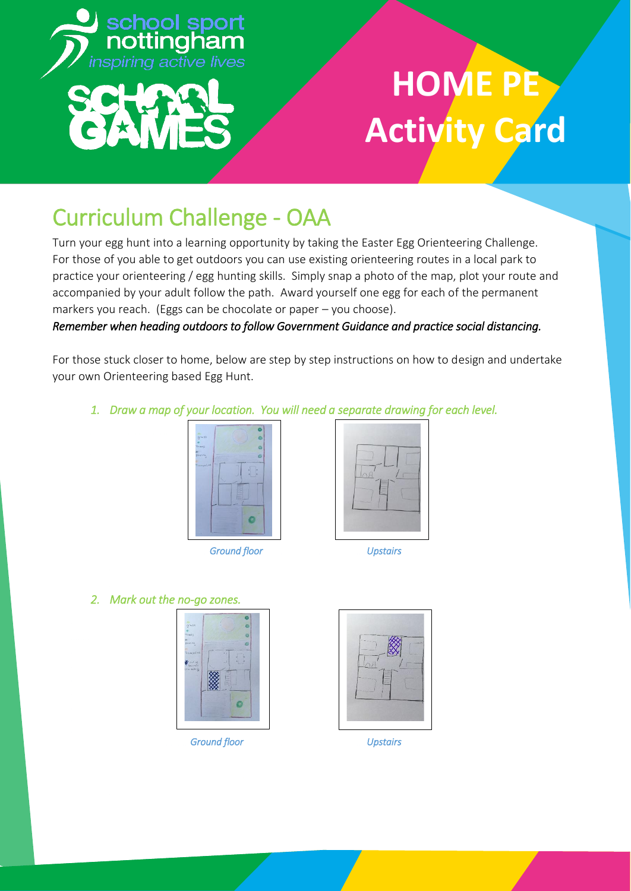# HOME PE Activity Card

## Curriculum Challenge - OAA

Turn your egg hunt into a learning opportunity by taking the Easter Egg Orienteering Challenge. For those of you able to get outdoors you can use existing orienteering routes in a local park to practice your orienteering / egg hunting skills. Simply snap a photo of the map, plot your route and accompanied by your adult follow the path. Award yourself one egg for each of the permanent markers you reach. (Eggs can be chocolate or paper – you choose).

***Remember when heading outdoors to follow Government Guidance and practice social distancing.***

For those stuck closer to home, below are step by step instructions on how to design and undertake your own Orienteering based Egg Hunt.

1. *Draw a map of your location. You will need a separate drawing for each level.*

*Ground floor* *Upstairs*

2. *Mark out the no-go zones.*

*Ground floor* *Upstairs*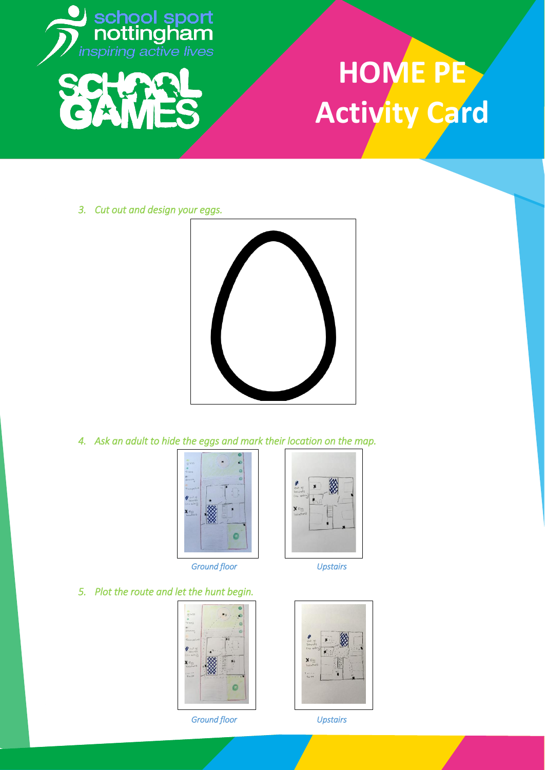# HOME PE Activity Card

3. *Cut out and design your eggs.*

4. *Ask an adult to hide the eggs and mark their location on the map.*

*Ground floor* *Upstairs*

5. *Plot the route and let the hunt begin.*

*Ground floor* *Upstairs*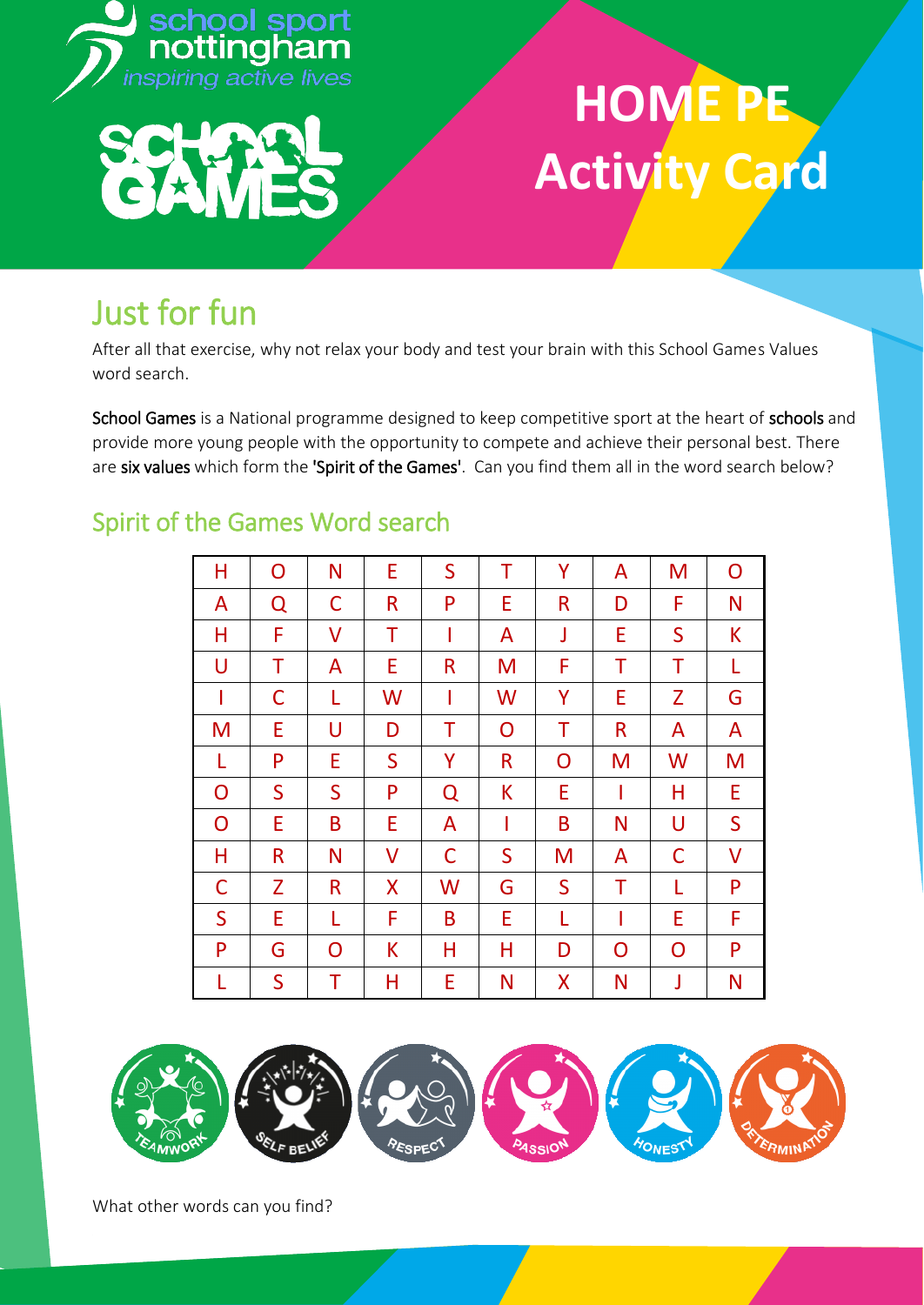school sport nottingham

inspiring active lives

SCHOOL GAMES

# HOME PE Activity Card

## Just for fun

After all that exercise, why not relax your body and test your brain with this School Games Values word search.

**School Games** is a National programme designed to keep competitive sport at the heart of **schools** and provide more young people with the opportunity to compete and achieve their personal best. There are **six values** which form the **'Spirit of the Games'**. Can you find them all in the word search below?

## Spirit of the Games Word search

| | | | | | | | | | |
|---|---|---|---|---|---|---|---|---|---|
| H | O | N | E | S | T | Y | A | M | O |
| A | Q | C | R | P | E | R | D | F | N |
| H | F | V | T | I | A | J | E | S | K |
| U | T | A | E | R | M | F | T | T | L |
| I | C | L | W | I | W | Y | E | Z | G |
| M | E | U | D | T | O | T | R | A | A |
| L | P | E | S | Y | R | O | M | W | M |
| O | S | S | P | Q | K | E | I | H | E |
| O | E | B | E | A | I | B | N | U | S |
| H | R | N | V | C | S | M | A | C | V |
| C | Z | R | X | W | G | S | T | L | P |
| S | E | L | F | B | E | L | I | E | F |
| P | G | O | K | H | H | D | O | O | P |
| L | S | T | H | E | N | X | N | J | N |

TEAMWORK SELF BELIEF RESPECT PASSION HONESTY DETERMINATION

What other words can you find?